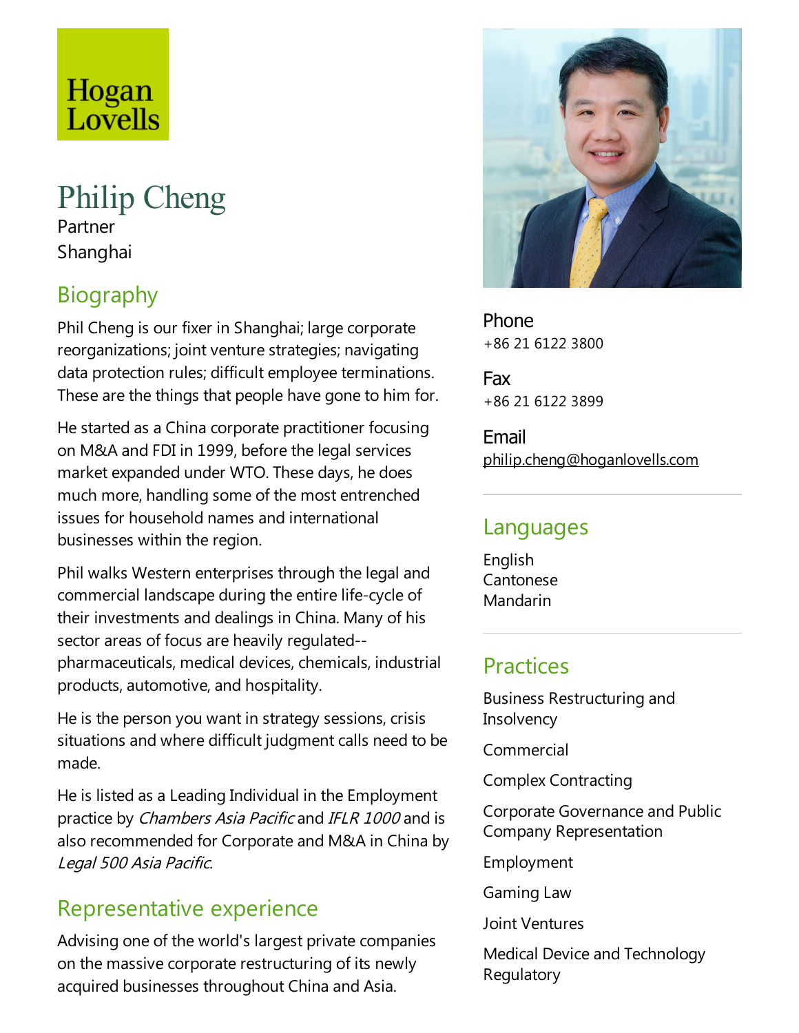Hogan Lovells

# Philip Cheng

Partner

Shanghai

## Biography

Phil Cheng is our fixer in Shanghai; large corporate reorganizations; joint venture strategies; navigating data protection rules; difficult employee terminations. These are the things that people have gone to him for.

He started as a China corporate practitioner focusing on M&A and FDI in 1999, before the legal services market expanded under WTO. These days, he does much more, handling some of the most entrenched issues for household names and international businesses within the region.

Phil walks Western enterprises through the legal and commercial landscape during the entire life-cycle of their investments and dealings in China. Many of his sector areas of focus are heavily regulated--pharmaceuticals, medical devices, chemicals, industrial products, automotive, and hospitality.

He is the person you want in strategy sessions, crisis situations and where difficult judgment calls need to be made.

He is listed as a Leading Individual in the Employment practice by *Chambers Asia Pacific* and *IFLR 1000* and is also recommended for Corporate and M&A in China by *Legal 500 Asia Pacific*.

## Representative experience

Advising one of the world's largest private companies on the massive corporate restructuring of its newly acquired businesses throughout China and Asia.

**Phone**

+86 21 6122 3800

**Fax**

+86 21 6122 3899

**Email**

philip.cheng@hoganlovells.com

## Languages

English
Cantonese
Mandarin

## Practices

Business Restructuring and Insolvency

Commercial

Complex Contracting

Corporate Governance and Public Company Representation

Employment

Gaming Law

Joint Ventures

Medical Device and Technology Regulatory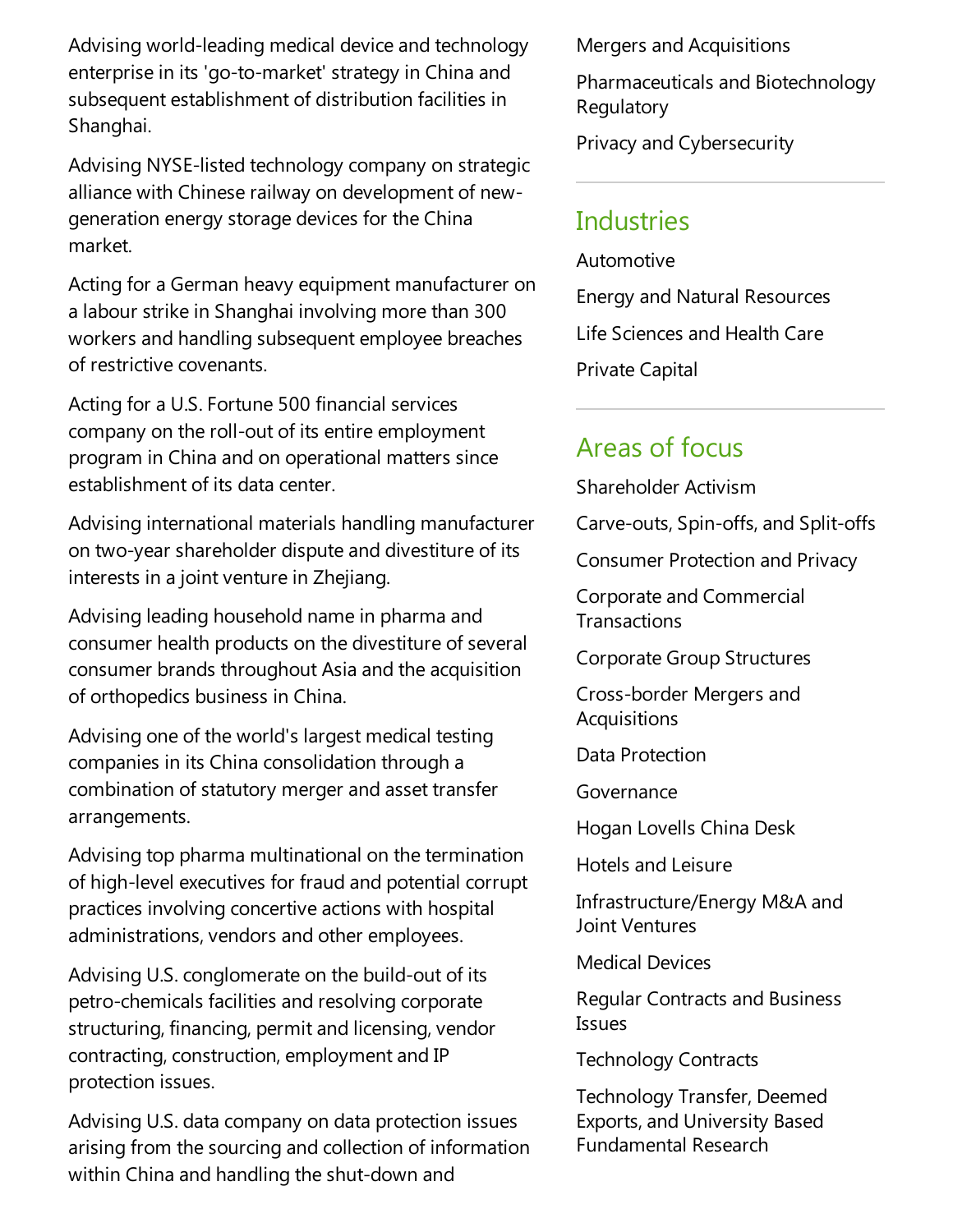Advising world-leading medical device and technology enterprise in its 'go-to-market' strategy in China and subsequent establishment of distribution facilities in Shanghai.

Advising NYSE-listed technology company on strategic alliance with Chinese railway on development of new-generation energy storage devices for the China market.

Acting for a German heavy equipment manufacturer on a labour strike in Shanghai involving more than 300 workers and handling subsequent employee breaches of restrictive covenants.

Acting for a U.S. Fortune 500 financial services company on the roll-out of its entire employment program in China and on operational matters since establishment of its data center.

Advising international materials handling manufacturer on two-year shareholder dispute and divestiture of its interests in a joint venture in Zhejiang.

Advising leading household name in pharma and consumer health products on the divestiture of several consumer brands throughout Asia and the acquisition of orthopedics business in China.

Advising one of the world's largest medical testing companies in its China consolidation through a combination of statutory merger and asset transfer arrangements.

Advising top pharma multinational on the termination of high-level executives for fraud and potential corrupt practices involving concertive actions with hospital administrations, vendors and other employees.

Advising U.S. conglomerate on the build-out of its petro-chemicals facilities and resolving corporate structuring, financing, permit and licensing, vendor contracting, construction, employment and IP protection issues.

Advising U.S. data company on data protection issues arising from the sourcing and collection of information within China and handling the shut-down and

Mergers and Acquisitions

Pharmaceuticals and Biotechnology Regulatory

Privacy and Cybersecurity

## Industries

Automotive

Energy and Natural Resources

Life Sciences and Health Care

Private Capital

## Areas of focus

Shareholder Activism

Carve-outs, Spin-offs, and Split-offs

Consumer Protection and Privacy

Corporate and Commercial Transactions

Corporate Group Structures

Cross-border Mergers and Acquisitions

Data Protection

Governance

Hogan Lovells China Desk

Hotels and Leisure

Infrastructure/Energy M&A and Joint Ventures

Medical Devices

Regular Contracts and Business Issues

Technology Contracts

Technology Transfer, Deemed Exports, and University Based Fundamental Research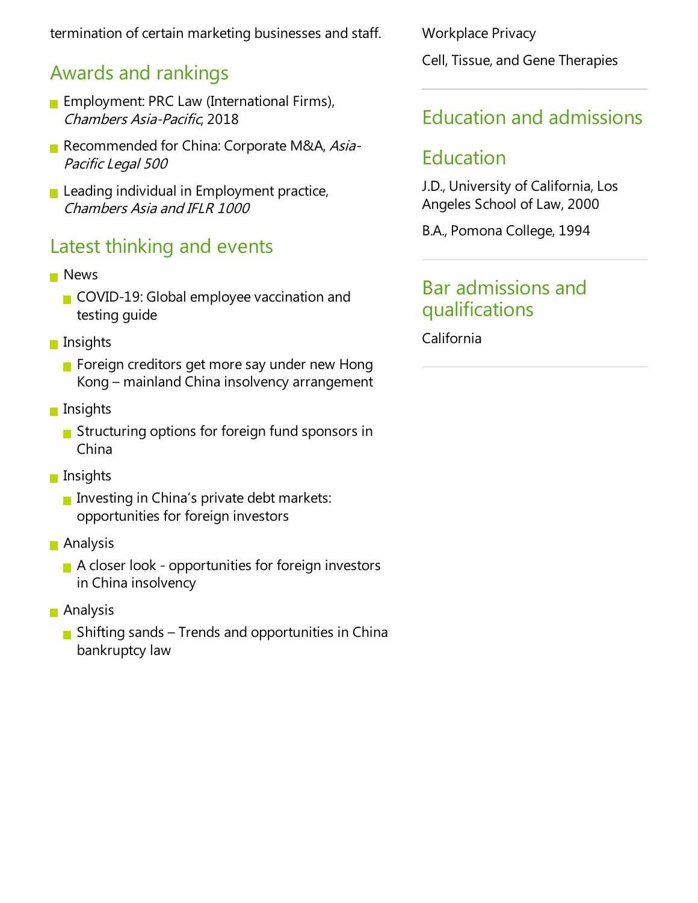termination of certain marketing businesses and staff.

## Awards and rankings

- Employment: PRC Law (International Firms), *Chambers Asia-Pacific*, 2018
- Recommended for China: Corporate M&A, *Asia-Pacific Legal 500*
- Leading individual in Employment practice, *Chambers Asia and IFLR 1000*

## Latest thinking and events

- News
  - COVID-19: Global employee vaccination and testing guide
- Insights
  - Foreign creditors get more say under new Hong Kong – mainland China insolvency arrangement
- Insights
  - Structuring options for foreign fund sponsors in China
- Insights
  - Investing in China's private debt markets: opportunities for foreign investors
- Analysis
  - A closer look - opportunities for foreign investors in China insolvency
- Analysis
  - Shifting sands – Trends and opportunities in China bankruptcy law

Workplace Privacy

Cell, Tissue, and Gene Therapies

## Education and admissions

## Education

J.D., University of California, Los Angeles School of Law, 2000

B.A., Pomona College, 1994

## Bar admissions and qualifications

California